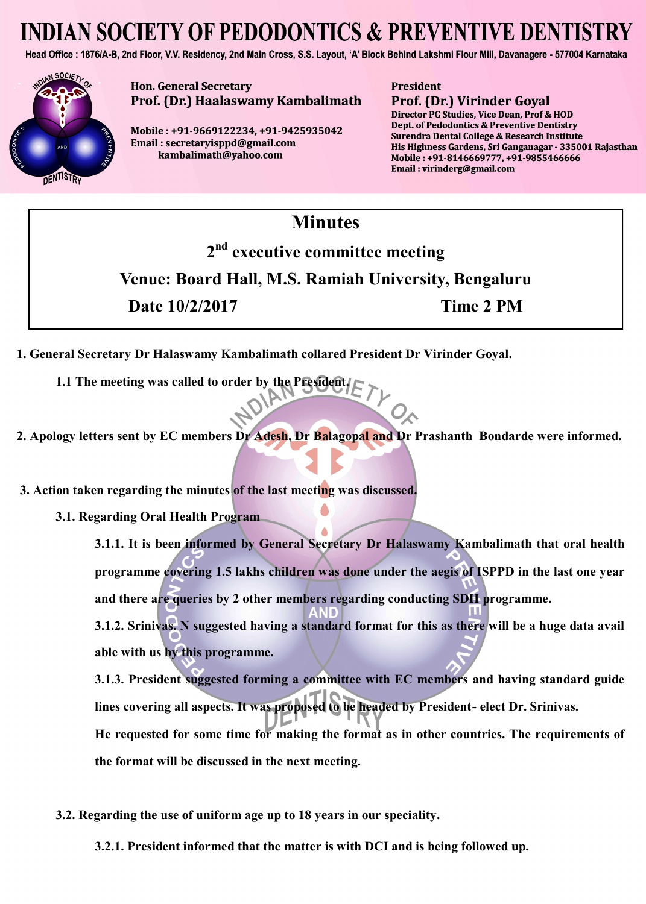# INDIAN SOCIETY OF PEDODONTICS & PREVENTIVE DENTISTRY

**Head Office : 1876/A-B, 2nd Floor, V.V. Residency, 2nd Main Cross, S.S. Layout, 'A' Block Behind Lakshmi Flour Mill, Davanagere - 577004 Karnataka**

**Hon. General Secretary**
**Prof. (Dr.) Haalaswamy Kambalimath**

**Mobile : +91-9669122234, +91-9425935042**
**Email : secretaryisppd@gmail.com**
**kambalimath@yahoo.com**

**President**
**Prof. (Dr.) Virinder Goyal**
**Director PG Studies, Vice Dean, Prof & HOD**
**Dept. of Pedodontics & Preventive Dentistry**
**Surendra Dental College & Research Institute**
**His Highness Gardens, Sri Ganganagar - 335001 Rajasthan**
**Mobile : +91-8146669777, +91-9855466666**
**Email : virinderg@gmail.com**

## Minutes

## 2nd executive committee meeting

## Venue: Board Hall, M.S. Ramiah University, Bengaluru

**Date 10/2/2017** **Time 2 PM**

**1. General Secretary Dr Halaswamy Kambalimath collared President Dr Virinder Goyal.**

**1.1 The meeting was called to order by the President.**

**2. Apology letters sent by EC members Dr Adesh, Dr Balagopal and Dr Prashanth Bondarde were informed.**

**3. Action taken regarding the minutes of the last meeting was discussed.**

**3.1. Regarding Oral Health Program**

**3.1.1. It is been informed by General Secretary Dr Halaswamy Kambalimath that oral health programme covering 1.5 lakhs children was done under the aegis of ISPPD in the last one year and there are queries by 2 other members regarding conducting SDH programme.**

**3.1.2. Srinivas. N suggested having a standard format for this as there will be a huge data avail able with us by this programme.**

**3.1.3. President suggested forming a committee with EC members and having standard guide lines covering all aspects. It was proposed to be headed by President- elect Dr. Srinivas. He requested for some time for making the format as in other countries. The requirements of the format will be discussed in the next meeting.**

**3.2. Regarding the use of uniform age up to 18 years in our speciality.**

**3.2.1. President informed that the matter is with DCI and is being followed up.**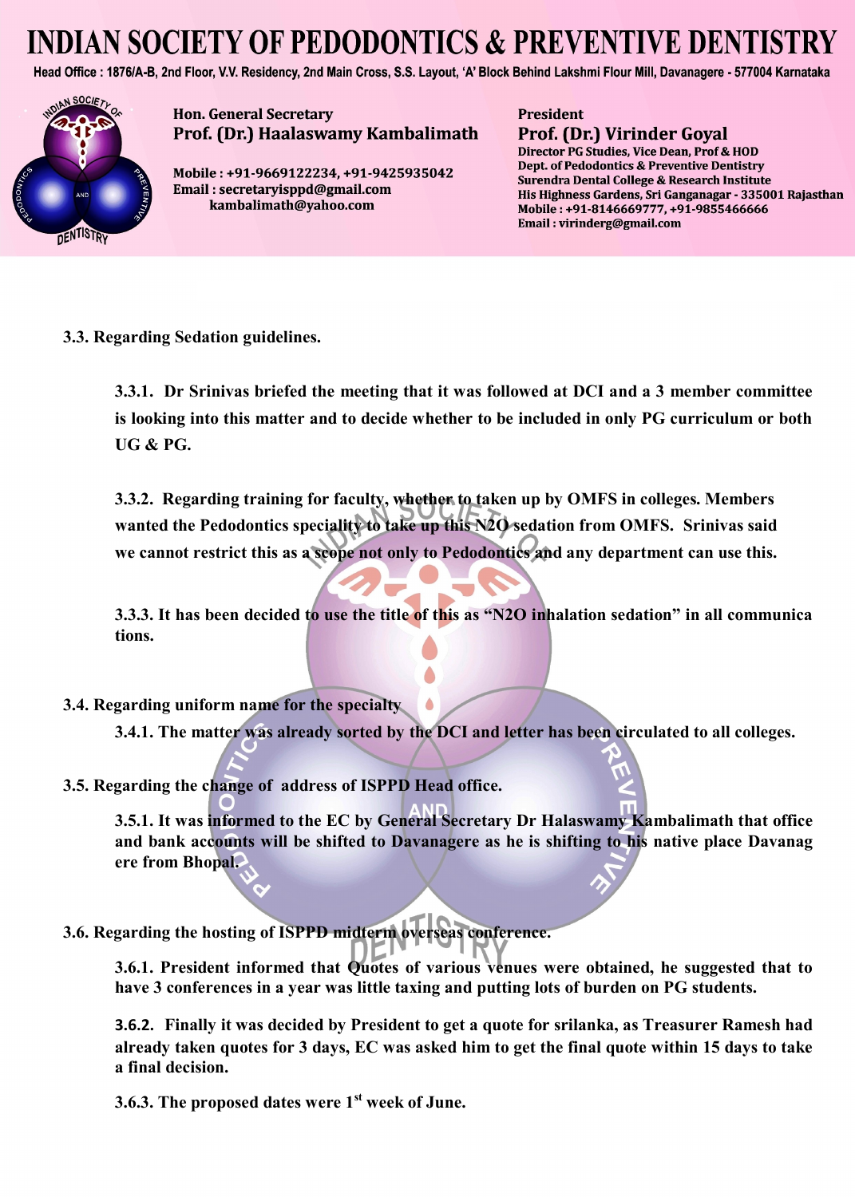**3.3. Regarding Sedation guidelines.**

**3.3.1. Dr Srinivas briefed the meeting that it was followed at DCI and a 3 member committee is looking into this matter and to decide whether to be included in only PG curriculum or both UG & PG.**

**3.3.2. Regarding training for faculty, whether to taken up by OMFS in colleges. Members wanted the Pedodontics speciality to take up this N2O sedation from OMFS. Srinivas said we cannot restrict this as a scope not only to Pedodontics and any department can use this.**

**3.3.3. It has been decided to use the title of this as "N2O inhalation sedation" in all communica tions.**

**3.4. Regarding uniform name for the specialty**

**3.4.1. The matter was already sorted by the DCI and letter has been circulated to all colleges.**

**3.5. Regarding the change of address of ISPPD Head office.**

**3.5.1. It was informed to the EC by General Secretary Dr Halaswamy Kambalimath that office and bank accounts will be shifted to Davanagere as he is shifting to his native place Davanag ere from Bhopal.**

**3.6. Regarding the hosting of ISPPD midterm overseas conference.**

**3.6.1. President informed that Quotes of various venues were obtained, he suggested that to have 3 conferences in a year was little taxing and putting lots of burden on PG students.**

**3.6.2. Finally it was decided by President to get a quote for srilanka, as Treasurer Ramesh had already taken quotes for 3 days, EC was asked him to get the final quote within 15 days to take a final decision.**

**3.6.3. The proposed dates were 1st week of June.**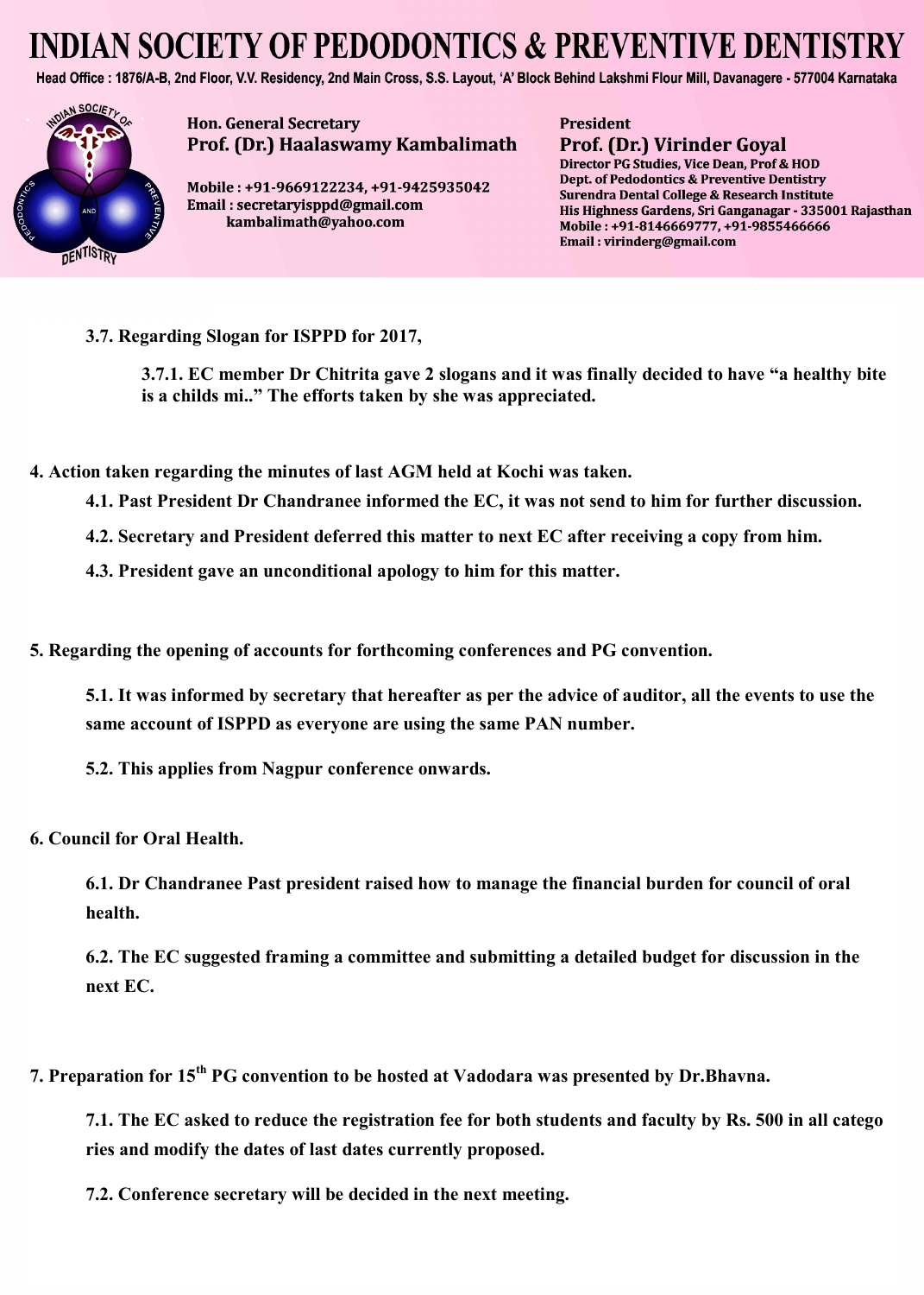3.7. Regarding Slogan for ISPPD for 2017,

3.7.1. EC member Dr Chitrita gave 2 slogans and it was finally decided to have "a healthy bite is a childs mi.." The efforts taken by she was appreciated.

4. Action taken regarding the minutes of last AGM held at Kochi was taken.

4.1. Past President Dr Chandranee informed the EC, it was not send to him for further discussion.

4.2. Secretary and President deferred this matter to next EC after receiving a copy from him.

4.3. President gave an unconditional apology to him for this matter.

5. Regarding the opening of accounts for forthcoming conferences and PG convention.

5.1. It was informed by secretary that hereafter as per the advice of auditor, all the events to use the same account of ISPPD as everyone are using the same PAN number.

5.2. This applies from Nagpur conference onwards.

6. Council for Oral Health.

6.1. Dr Chandranee Past president raised how to manage the financial burden for council of oral health.

6.2. The EC suggested framing a committee and submitting a detailed budget for discussion in the next EC.

7. Preparation for 15th PG convention to be hosted at Vadodara was presented by Dr.Bhavna.

7.1. The EC asked to reduce the registration fee for both students and faculty by Rs. 500 in all catego ries and modify the dates of last dates currently proposed.

7.2. Conference secretary will be decided in the next meeting.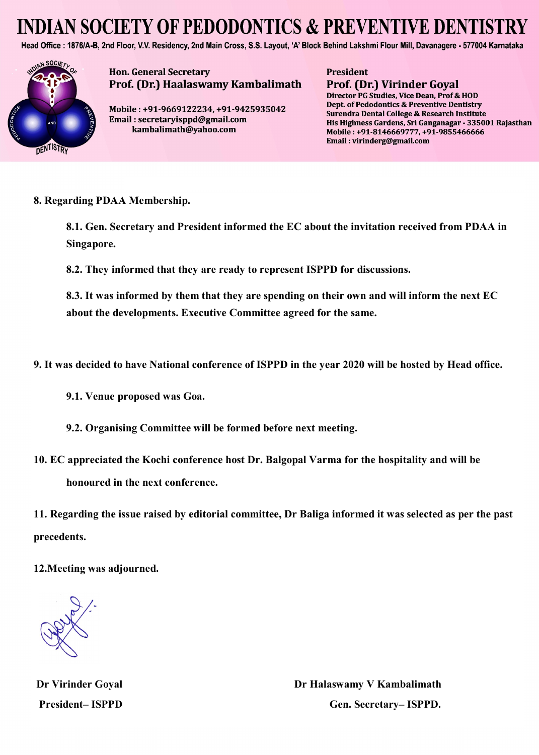# INDIAN SOCIETY OF PEDODONTICS & PREVENTIVE DENTISTRY

Head Office : 1876/A-B, 2nd Floor, V.V. Residency, 2nd Main Cross, S.S. Layout, 'A' Block Behind Lakshmi Flour Mill, Davanagere - 577004 Karnataka

Hon. General Secretary
**Prof. (Dr.) Haalaswamy Kambalimath**

Mobile : +91-9669122234, +91-9425935042
Email : secretaryisppd@gmail.com
kambalimath@yahoo.com

President
**Prof. (Dr.) Virinder Goyal**
Director PG Studies, Vice Dean, Prof & HOD
Dept. of Pedodontics & Preventive Dentistry
Surendra Dental College & Research Institute
His Highness Gardens, Sri Ganganagar - 335001 Rajasthan
Mobile : +91-8146669777, +91-9855466666
Email : virinderg@gmail.com

**8. Regarding PDAA Membership.**

**8.1. Gen. Secretary and President informed the EC about the invitation received from PDAA in Singapore.**

**8.2. They informed that they are ready to represent ISPPD for discussions.**

**8.3. It was informed by them that they are spending on their own and will inform the next EC about the developments. Executive Committee agreed for the same.**

**9. It was decided to have National conference of ISPPD in the year 2020 will be hosted by Head office.**

**9.1. Venue proposed was Goa.**

**9.2. Organising Committee will be formed before next meeting.**

**10. EC appreciated the Kochi conference host Dr. Balgopal Varma for the hospitality and will be honoured in the next conference.**

**11. Regarding the issue raised by editorial committee, Dr Baliga informed it was selected as per the past precedents.**

**12.Meeting was adjourned.**

**Dr Virinder Goyal**
**President– ISPPD**

**Dr Halaswamy V Kambalimath**
**Gen. Secretary– ISPPD.**